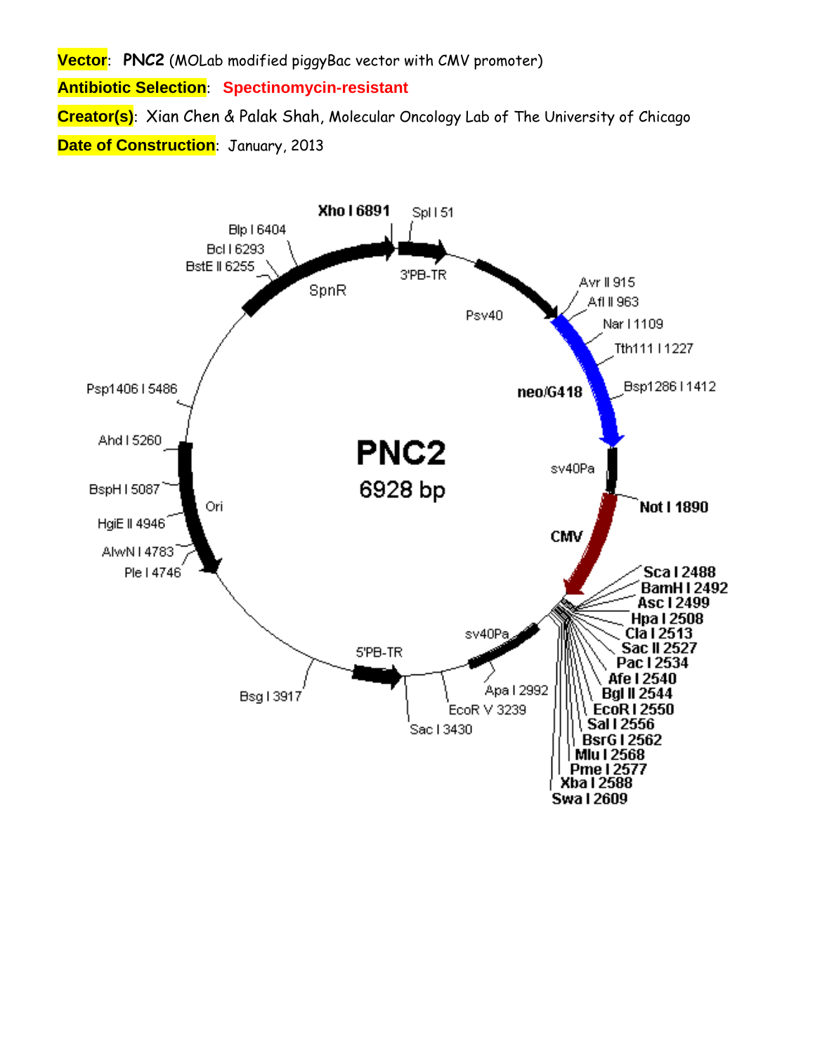**Vector**: **PNC2** (MOLab modified piggyBac vector with CMV promoter)

**Antibiotic Selection**: **Spectinomycin-resistant**

**Creator(s)**: Xian Chen & Palak Shah, Molecular Oncology Lab of The University of Chicago

**Date of Construction**: January, 2013

**PNC2**

6928 bp

Xho I 6891, Spl I 51, 3'PB-TR, Psv40, Avr II 915, Afl II 963, Nar I 1109, Tth111 I 1227, neo/G418, Bsp1286 I 1412, sv40Pa, Not I 1890, CMV, Sca I 2488, BamH I 2492, Asc I 2499, Hpa I 2508, Cla I 2513, Sac II 2527, Pac I 2534, Afe I 2540, Bgl II 2544, EcoR I 2550, Sal I 2556, BsrG I 2562, Mlu I 2568, Pme I 2577, Xba I 2588, Swa I 2609, sv40Pa, Apa I 2992, EcoR V 3239, Sac I 3430, 5'PB-TR, Bsg I 3917, Ple I 4746, AlwN I 4783, HgiE II 4946, BspH I 5087, Ori, Ahd I 5260, Psp1406 I 5486, BstE II 6255, Bcl I 6293, Blp I 6404, SpnR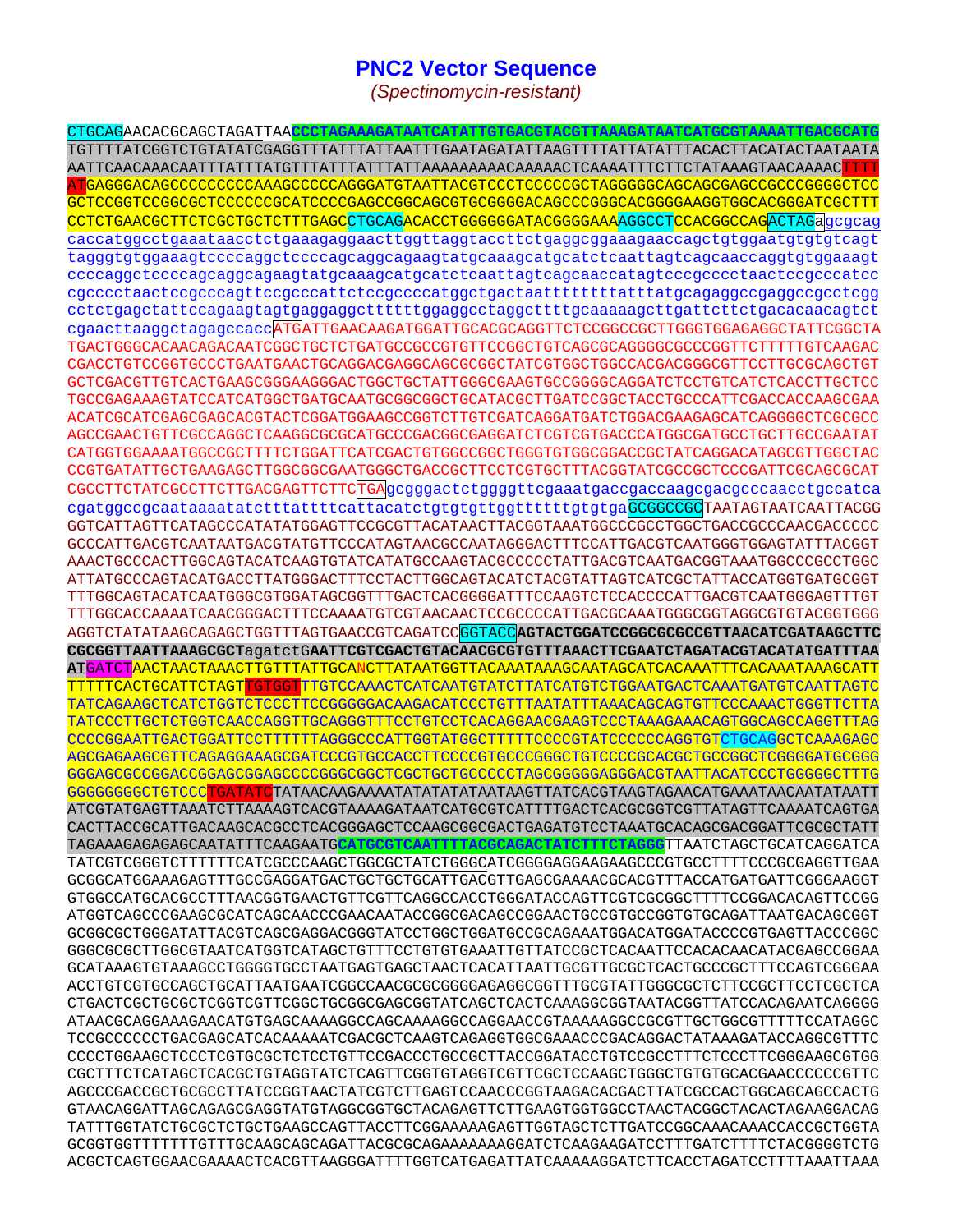# PNC2 Vector Sequence

*(Spectinomycin-resistant)*

```
CTGCAGAACACGCAGCTAGATTAACCCTAGAAAGATAATCATATTGTGACGTACGTTAAAGATAATCATGCGTAAAATTGACGCATG
TGTTTTATCGGTCTGTATATCGAGGTTTATTTATTAATTTGAATAGATATTAAGTTTTATTATATTTACACTTACATACTAATAATA
AATTCAACAAACAATTTATTTATGTTTATTTATTTATTAAAAAAAAACAAAAACTCAAAATTTCTTCTATAAAGTAACAAAACTTTT
ATGAGGGACAGCCCCCCCCCAAAGCCCCCAGGGATGTAATTACGTCCCTCCCCCGCTAGGGGGCAGCAGCGAGCCGCCCGGGGCTCC
GCTCCGGTCCGGCGCTCCCCCCGCATCCCCGAGCCGGCAGCGTGCGGGGACAGCCCGGGCACGGGGAAGGTGGCACGGGATCGCTTT
CCTCTGAACGCTTCTCGCTGCTCTTTGAGCCTGCAGACACCTGGGGGGATACGGGGAAAAGGCCTCCACGGCCAGACTAGAgcgcag
caccatggcctgaaataacctctgaaagaggaacttggttaggtaccttctgaggcggaaagaaccagctgtggaatgtgtgtcagt
tagggtgtggaaagtccccaggctccccagcaggcagaagtatgcaaagcatgcatctcaattagtcagcaaccaggtgtggaaagt
ccccaggctccccagcaggcagaagtatgcaaagcatgcatctcaattagtcagcaaccatagtcccgcccctaactccgcccatcc
cgcccctaactccgcccagttccgcccattctccgccccatggctgactaattttttttatttatgcagaggccgaggccgcctcgg
cctctgagctattccagaagtagtgaggaggcttttttggaggcctaggcttttgcaaaaagcttgattcttctgacacaacagtct
cgaacttaaggctagagccaccATGATTGAACAAGATGGATTGCACGCAGGTTCTCCGGCCGCTTGGGTGGAGAGGCTATTCGGCTA
TGACTGGGCACAACAGACAATCGGCTGCTCTGATGCCGCCGTGTTCCGGCTGTCAGCGCAGGGGCGCCCGGTTCTTTTTGTCAAGAC
CGACCTGTCCGGTGCCCTGAATGAACTGCAGGACGAGGCAGCGCGGCTATCGTGGCTGGCCACGACGGGCGTTCCTTGCGCAGCTGT
GCTCGACGTTGTCACTGAAGCGGGAAGGGACTGGCTGCTATTGGGCGAAGTGCCGGGGCAGGATCTCCTGTCATCTCACCTTGCTCC
TGCCGAGAAAGTATCCATCATGGCTGATGCAATGCGGCGGCTGCATACGCTTGATCCGGCTACCTGCCCATTCGACCACCAAGCGAA
ACATCGCATCGAGCGAGCACGTACTCGGATGGAAGCCGGTCTTGTCGATCAGGATGATCTGGACGAAGAGCATCAGGGGCTCGCGCC
AGCCGAACTGTTCGCCAGGCTCAAGGCGCGCATGCCCGACGGCGAGGATCTCGTCGTGACCCATGGCGATGCCTGCTTGCCGAATAT
CATGGTGGAAAATGGCCGCTTTTCTGGATTCATCGACTGTGGCCGGCTGGGTGTGGCGGACCGCTATCAGGACATAGCGTTGGCTAC
CCGTGATATTGCTGAAGAGCTTGGCGGCGAATGGGCTGACCGCTTCCTCGTGCTTTACGGTATCGCCGCTCCCGATTCGCAGCGCAT
CGCCTTCTATCGCCTTCTTGACGAGTTCTTCTGAgcgggactctggggttcgaaatgaccgaccaagcgacgcccaacctgccatca
cgatggccgcaataaaatatctttattttcattacatctgtgtgttggttttttgtgtgaGCGGCCGCTAATAGTAATCAATTACGG
GGTCATTAGTTCATAGCCCATATATGGAGTTCCGCGTTACATAACTTACGGTAAATGGCCCGCCTGGCTGACCGCCCAACGACCCCC
GCCCATTGACGTCAATAATGACGTATGTTCCCATAGTAACGCCAATAGGGACTTTCCATTGACGTCAATGGGTGGAGTATTTACGGT
AAACTGCCCACTTGGCAGTACATCAAGTGTATCATATGCCAAGTACGCCCCCTATTGACGTCAATGACGGTAAATGGCCCGCCTGGC
ATTATGCCCAGTACATGACCTTATGGGACTTTCCTACTTGGCAGTACATCTACGTATTAGTCATCGCTATTACCATGGTGATGCGGT
TTTGGCAGTACATCAATGGGCGTGGATAGCGGTTTGACTCACGGGGATTTCCAAGTCTCCACCCCATTGACGTCAATGGGAGTTTGT
TTTGGCACCAAAATCAACGGGACTTTCCAAAATGTCGTAACAACTCCGCCCCATTGACGCAAATGGGCGGTAGGCGTGTACGGTGGG
AGGTCTATATAAGCAGAGCTGGTTTAGTGAACCGTCAGATCCGGTACCAGTACTGGATCCGGCGCGCCGTTAACATCGATAAGCTTC
CGCGGTTAATTAAAGCGCTagatctGAATTCGTCGACTGTACAACGCGTGTTTAAACTTCGAATCTAGATACGTACATATGATTTAA
ATGATCTAACTAACTAAACTTGTTTATTGCANCTTATAATGGTTACAAATAAAGCAATAGCATCACAAATTTCACAAATAAAGCATT
TTTTTCACTGCATTCTAGTTGTGGTTTGTCCAAACTCATCAATGTATCTTATCATGTCTGGAATGACTCAAATGATGTCAATTAGTC
TATCAGAAGCTCATCTGGTCTCCCTTCCGGGGGACAAGACATCCCTGTTTAATATTTAAACAGCAGTGTTCCCAAACTGGGTTCTTA
TATCCCTTGCTCTGGTCAACCAGGTTGCAGGGTTTCCTGTCCTCACAGGAACGAAGTCCCTAAAGAAACAGTGGCAGCCAGGTTTAG
CCCCGGAATTGACTGGATTCCTTTTTTAGGGCCCATTGGTATGGCTTTTTCCCCGTATCCCCCCAGGTGTCTGCAGGCTCAAAGAGC
AGCGAGAAGCGTTCAGAGGAAAGCGATCCCGTGCCACCTTCCCCGTGCCCGGGCTGTCCCCGCACGCTGCCGGCTCGGGGATGCGGG
GGGAGCGCCGGACCGGAGCGGAGCCCCGGGCGGCTCGCTGCTGCCCCCTAGCGGGGGAGGGACGTAATTACATCCCTGGGGGCTTTG
GGGGGGGGGCTGTCCCTGATATCTATAACAAGAAAATATATATATAATAAGTTATCACGTAAGTAGAACATGAAATAACAATATAATT
ATCGTATGAGTTAAATCTTAAAAGTCACGTAAAAGATAATCATGCGTCATTTTGACTCACGCGGTCGTTATAGTTCAAAATCAGTGA
CACTTACCGCATTGACAAGCACGCCTCACGGGAGCTCCAAGCGGCGACTGAGATGTCCTAAATGCACAGCGACGGATTCGCGCTATT
TAGAAAGAGAGAGCAATATTTCAAGAATGCATGCGTCAATTTTACGCAGACTATCTTTCTAGGGTTAATCTAGCTGCATCAGGATCA
TATCGTCGGGTCTTTTTTCATCGCCCAAGCTGGCGCTATCTGGGCATCGGGGAGGAAGAAGCCCGTGCCTTTTCCCGCGAGGTTGAA
GCGGCATGGAAAGAGTTTGCCGAGGATGACTGCTGCTGCATTGACGTTGAGCGAAAACGCACGTTTACCATGATGATTCGGGAAGGT
GTGGCCATGCACGCCTTTAACGGTGAACTGTTCGTTCAGGCCACCTGGGATACCAGTTCGTCGCGGCTTTTCCGGACACAGTTCCGG
ATGGTCAGCCCGAAGCGCATCAGCAACCCGAACAATACCGGCGACAGCCGGAACTGCCGTGCCGGTGTGCAGATTAATGACAGCGGT
GCGGCGCTGGGATATTACGTCAGCGAGGACGGGTATCCTGGCTGGATGCCGCAGAAATGGACATGGATACCCCGTGAGTTACCCGGC
GGGCGCGCTTGGCGTAATCATGGTCATAGCTGTTTCCTGTGTGAAATTGTTATCCGCTCACAATTCCACACAACATACGAGCCGGAA
GCATAAAGTGTAAAGCCTGGGGTGCCTAATGAGTGAGCTAACTCACATTAATTGCGTTGCGCTCACTGCCCGCTTTCCAGTCGGGAA
ACCTGTCGTGCCAGCTGCATTAATGAATCGGCCAACGCGCGGGGAGAGGCGGTTTGCGTATTGGGCGCTCTTCCGCTTCCTCGCTCA
CTGACTCGCTGCGCTCGGTCGTTCGGCTGCGGCGAGCGGTATCAGCTCACTCAAAGGCGGTAATACGGTTATCCACAGAATCAGGGG
ATAACGCAGGAAAGAACATGTGAGCAAAAGGCCAGCAAAAGGCCAGGAACCGTAAAAAGGCCGCGTTGCTGGCGTTTTTCCATAGGC
TCCGCCCCCCTGACGAGCATCACAAAAATCGACGCTCAAGTCAGAGGTGGCGAAACCCGACAGGACTATAAAGATACCAGGCGTTTC
CCCCTGGAAGCTCCCTCGTGCGCTCTCCTGTTCCGACCCTGCCGCTTACCGGATACCTGTCCGCCTTTCTCCCTTCGGGAAGCGTGG
CGCTTTCTCATAGCTCACGCTGTAGGTATCTCAGTTCGGTGTAGGTCGTTCGCTCCAAGCTGGGCTGTGTGCACGAACCCCCCGTTC
AGCCCGACCGCTGCGCCTTATCCGGTAACTATCGTCTTGAGTCCAACCCGGTAAGACACGACTTATCGCCACTGGCAGCAGCCACTG
GTAACAGGATTAGCAGAGCGAGGTATGTAGGCGGTGCTACAGAGTTCTTGAAGTGGTGGCCTAACTACGGCTACACTAGAAGGACAG
TATTTGGTATCTGCGCTCTGCTGAAGCCAGTTACCTTCGGAAAAAGAGTTGGTAGCTCTTGATCCGGCAAACAAACCACCGCTGGTA
GCGGTGGTTTTTTTGTTTGCAAGCAGCAGATTACGCGCAGAAAAAAAGGATCTCAAGAAGATCCTTTGATCTTTTCTACGGGGTCTG
ACGCTCAGTGGAACGAAAACTCACGTTAAGGGATTTTGGTCATGAGATTATCAAAAAGGATCTTCACCTAGATCCTTTTAAATTAAA
```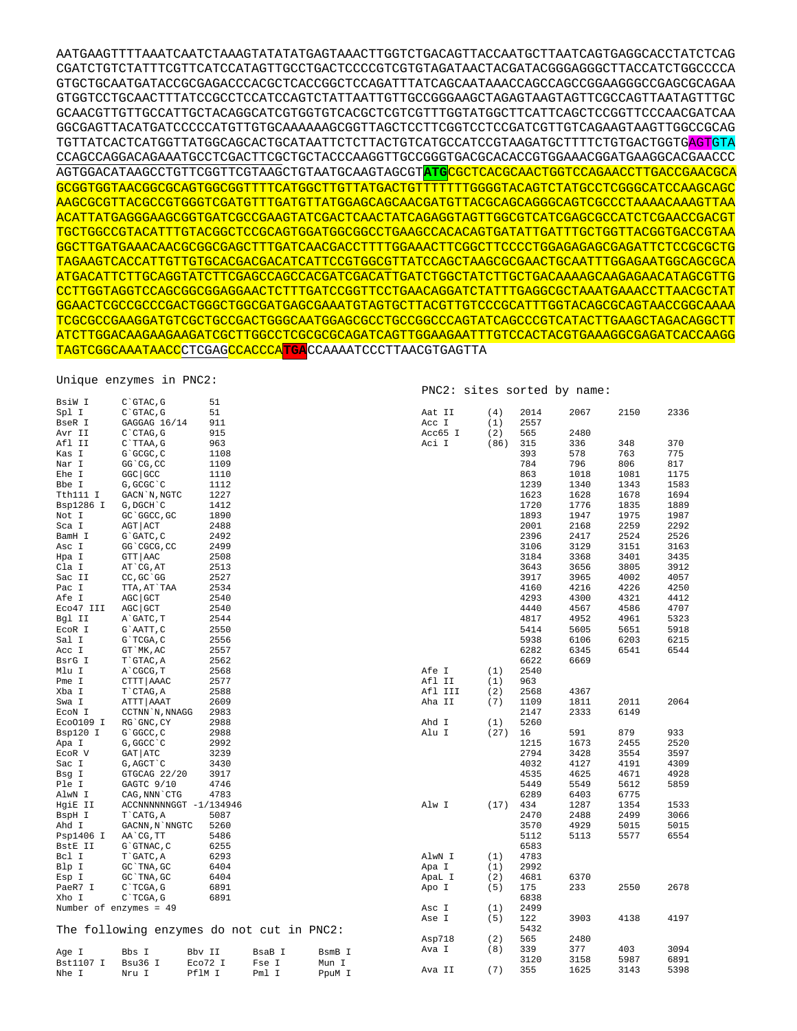```
AATGAAGTTTTAAATCAATCTAAAGTATATATGAGTAAACTTGGTCTGACAGTTACCAATGCTTAATCAGTGAGGCACCTATCTCAG
CGATCTGTCTATTTCGTTCATCCATAGTTGCCTGACTCCCCGTCGTGTAGATAACTACGATACGGGAGGGCTTACCATCTGGCCCCA
GTGCTGCAATGATACCGCGAGACCCACGCTCACCGGCTCCAGATTTATCAGCAATAAACCAGCCAGCCGGAAGGGCCGAGCGCAGAA
GTGGTCCTGCAACTTTATCCGCCTCCATCCAGTCTATTAATTGTTGCCGGGAAGCTAGAGTAAGTAGTTCGCCAGTTAATAGTTTGC
GCAACGTTGTTGCCATTGCTACAGGCATCGTGGTGTCACGCTCGTCGTTTGGTATGGCTTCATTCAGCTCCGGTTCCCAACGATCAA
GGCGAGTTACATGATCCCCCATGTTGTGCAAAAAAGCGGTTAGCTCCTTCGGTCCTCCGATCGTTGTCAGAAGTAAGTTGGCCGCAG
TGTTATCACTCATGGTTATGGCAGCACTGCATAATTCTCTTACTGTCATGCCATCCGTAAGATGCTTTTCTGTGACTGGTGAGTGTA
CCAGCCAGGACAGAAATGCCTCGACTTCGCTGCTACCCAAGGTTGCCGGGTGACGCACACCGTGGAAACGGATGAAGGCACGAACCC
AGTGGACATAAGCCTGTTCGGTTCGTAAGCTGTAATGCAAGTAGCGTATGCGCTCACGCAACTGGTCCAGAACCTTGACCGAACGCA
GCGGTGGTAACGGCGCAGTGGCGGTTTTCATGGCTTGTTATGACTGTTTTTTTGGGGTACAGTCTATGCCTCGGGCATCCAAGCAGC
AAGCGCGTTACGCCGTGGGTCGATGTTTGATGTTATGGAGCAGCAACGATGTTACGCAGCAGGGCAGTCGCCCTAAAACAAAGTTAA
ACATTATGAGGGAAGCGGTGATCGCCGAAGTATCGACTCAACTATCAGAGGTAGTTGGCGTCATCGAGCGCCATCTCGAACCGACGT
TGCTGGCCGTACATTTGTACGGCTCCGCAGTGGATGGCGGCCTGAAGCCACACAGTGATATTGATTTGCTGGTTACGGTGACCGTAA
GGCTTGATGAAACAACGCGGCGAGCTTTGATCAACGACCTTTTGGAAACTTCGGCTTCCCCTGGAGAGAGCGAGATTCTCCGCGCTG
TAGAAGTCACCATTGTTGTGCACGACGACATCATTCCGTGGCGTTATCCAGCTAAGCGCGAACTGCAATTTGGAGAATGGCAGCGCA
ATGACATTCTTGCAGGTATCTTCGAGCCAGCCACGATCGACATTGATCTGGCTATCTTGCTGACAAAAGCAAGAGAACATAGCGTTG
CCTTGGTAGGTCCAGCGGCGGAGGAACTCTTTGATCCGGTTCCTGAACAGGATCTATTTGAGGCGCTAAATGAAACCTTAACGCTAT
GGAACTCGCCGCCCGACTGGGCTGGCGATGAGCGAAATGTAGTGCTTACGTTGTCCCGCATTTGGTACAGCGCAGTAACCGGCAAAA
TCGCGCCGAAGGATGTCGCTGCCGACTGGGCAATGGAGCGCCTGCCGGCCCAGTATCAGCCCGTCATACTTGAAGCTAGACAGGCTT
ATCTTGGACAAGAAGAAGATCGCTTGGCCTCGCGCGCAGATCAGTTGGAAGAATTTGTCCACTACGTGAAAGGCGAGATCACCAAGG
TAGTCGGCAAATAACCCTCGAGCCACCCATGACCAAAATCCCTTAACGTGAGTTA
```

Unique enzymes in PNC2:

| Enzyme | Site | Position |
|---|---|---|
| BsiW I | C`GTAC,G | 51 |
| Spl I | C`GTAC,G | 51 |
| BseR I | GAGGAG 16/14 | 911 |
| Avr II | C`CTAG,G | 915 |
| Afl II | C`TTAA,G | 963 |
| Kas I | G`GCGC,C | 1108 |
| Nar I | GG`CG,CC | 1109 |
| Ehe I | GGC\|GCC | 1110 |
| Bbe I | G,GCGC`C | 1112 |
| Tth111 I | GACN`N,NGTC | 1227 |
| Bsp1286 I | G,DGCH`C | 1412 |
| Not I | GC`GGCC,GC | 1890 |
| Sca I | AGT\|ACT | 2488 |
| BamH I | G`GATC,C | 2492 |
| Asc I | GG`CGCG,CC | 2499 |
| Hpa I | GTT\|AAC | 2508 |
| Cla I | AT`CG,AT | 2513 |
| Sac II | CC,GC`GG | 2527 |
| Pac I | TTA,AT`TAA | 2534 |
| Afe I | AGC\|GCT | 2540 |
| Eco47 III | AGC\|GCT | 2540 |
| Bgl II | A`GATC,T | 2544 |
| EcoR I | G`AATT,C | 2550 |
| Sal I | G`TCGA,C | 2556 |
| Acc I | GT`MK,AC | 2557 |
| BsrG I | T`GTAC,A | 2562 |
| Mlu I | A`CGCG,T | 2568 |
| Pme I | CTTT\|AAAC | 2577 |
| Xba I | T`CTAG,A | 2588 |
| Swa I | ATTT\|AAAT | 2609 |
| EcoN I | CCTNN`N,NNAGG | 2983 |
| EcoO109 I | RG`GNC,CY | 2988 |
| Bsp120 I | G`GGCC,C | 2988 |
| Apa I | G,GGCC`C | 2992 |
| EcoR V | GAT\|ATC | 3239 |
| Sac I | G,AGCT`C | 3430 |
| Bsg I | GTGCAG 22/20 | 3917 |
| Ple I | GAGTC 9/10 | 4746 |
| AlwN I | CAG,NNN`CTG | 4783 |
| HgiE II | ACCNNNNNNGGT -1/134946 | |
| BspH I | T`CATG,A | 5087 |
| Ahd I | GACNN,N`NNGTC | 5260 |
| Psp1406 I | AA`CG,TT | 5486 |
| BstE II | G`GTNAC,C | 6255 |
| Bcl I | T`GATC,A | 6293 |
| Blp I | GC`TNA,GC | 6404 |
| Esp I | GC`TNA,GC | 6404 |
| PaeR7 I | C`TCGA,G | 6891 |
| Xho I | C`TCGA,G | 6891 |

Number of enzymes = 49

The following enzymes do not cut in PNC2:

| | | | | |
|---|---|---|---|---|
| Age I | Bbs I | Bbv II | BsaB I | BsmB I |
| Bst1107 I | Bsu36 I | Eco72 I | Fse I | Mun I |
| Nhe I | Nru I | PflM I | Pml I | PpuM I |

PNC2: sites sorted by name:

| Enzyme | Count | Positions | | | |
|---|---|---|---|---|---|
| Aat II | (4) | 2014 | 2067 | 2150 | 2336 |
| Acc I | (1) | 2557 | | | |
| Acc65 I | (2) | 565 | 2480 | | |
| Aci I | (86) | 315 | 336 | 348 | 370 |
| | | 393 | 578 | 763 | 775 |
| | | 784 | 796 | 806 | 817 |
| | | 863 | 1018 | 1081 | 1175 |
| | | 1239 | 1340 | 1343 | 1583 |
| | | 1623 | 1628 | 1678 | 1694 |
| | | 1720 | 1776 | 1835 | 1889 |
| | | 1893 | 1947 | 1975 | 1987 |
| | | 2001 | 2168 | 2259 | 2292 |
| | | 2396 | 2417 | 2524 | 2526 |
| | | 3106 | 3129 | 3151 | 3163 |
| | | 3184 | 3368 | 3401 | 3435 |
| | | 3643 | 3656 | 3805 | 3912 |
| | | 3917 | 3965 | 4002 | 4057 |
| | | 4160 | 4216 | 4226 | 4250 |
| | | 4293 | 4300 | 4321 | 4412 |
| | | 4440 | 4567 | 4586 | 4707 |
| | | 4817 | 4952 | 4961 | 5323 |
| | | 5414 | 5605 | 5651 | 5918 |
| | | 5938 | 6106 | 6203 | 6215 |
| | | 6282 | 6345 | 6541 | 6544 |
| | | 6622 | 6669 | | |
| Afe I | (1) | 2540 | | | |
| Afl II | (1) | 963 | | | |
| Afl III | (2) | 2568 | 4367 | | |
| Aha II | (7) | 1109 | 1811 | 2011 | 2064 |
| | | 2147 | 2333 | 6149 | |
| Ahd I | (1) | 5260 | | | |
| Alu I | (27) | 16 | 591 | 879 | 933 |
| | | 1215 | 1673 | 2455 | 2520 |
| | | 2794 | 3428 | 3554 | 3597 |
| | | 4032 | 4127 | 4191 | 4309 |
| | | 4535 | 4625 | 4671 | 4928 |
| | | 5449 | 5549 | 5612 | 5859 |
| | | 6289 | 6403 | 6775 | |
| Alw I | (17) | 434 | 1287 | 1354 | 1533 |
| | | 2470 | 2488 | 2499 | 3066 |
| | | 3570 | 4929 | 5015 | 5015 |
| | | 5112 | 5113 | 5577 | 6554 |
| | | 6583 | | | |
| AlwN I | (1) | 4783 | | | |
| Apa I | (1) | 2992 | | | |
| ApaL I | (2) | 4681 | 6370 | | |
| Apo I | (5) | 175 | 233 | 2550 | 2678 |
| | | 6838 | | | |
| Asc I | (1) | 2499 | | | |
| Ase I | (5) | 122 | 3903 | 4138 | 4197 |
| | | 5432 | | | |
| Asp718 | (2) | 565 | 2480 | | |
| Ava I | (8) | 339 | 377 | 403 | 3094 |
| | | 3120 | 3158 | 5987 | 6891 |
| Ava II | (7) | 355 | 1625 | 3143 | 5398 |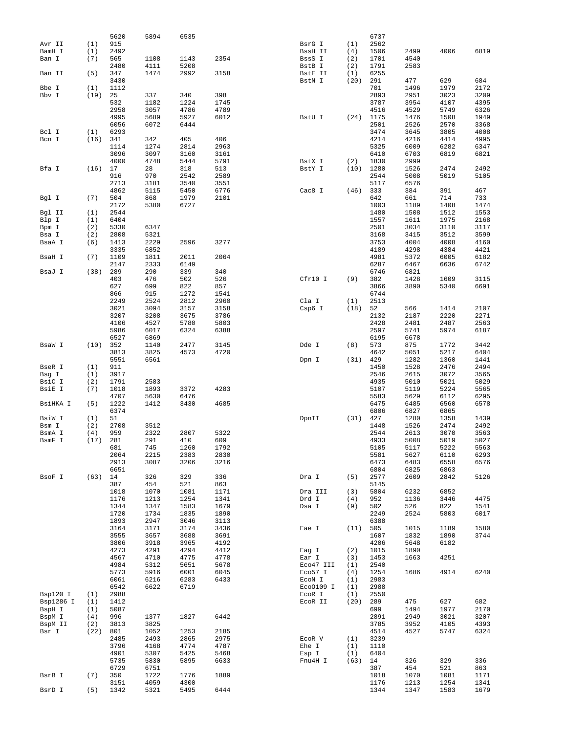| Enzyme | Count | Positions | | | |
|---|---|---|---|---|---|
| | | 5620 | 5894 | 6535 | |
| Avr II | (1) | 915 | | | |
| BamH I | (1) | 2492 | | | |
| Ban I | (7) | 565 | 1108 | 1143 | 2354 |
| | | 2480 | 4111 | 5208 | |
| Ban II | (5) | 347 | 1474 | 2992 | 3158 |
| | | 3430 | | | |
| Bbe I | (1) | 1112 | | | |
| Bbv I | (19) | 25 | 337 | 340 | 398 |
| | | 532 | 1182 | 1224 | 1745 |
| | | 2958 | 3057 | 4786 | 4789 |
| | | 4995 | 5689 | 5927 | 6012 |
| | | 6056 | 6072 | 6444 | |
| Bcl I | (1) | 6293 | | | |
| Bcn I | (16) | 341 | 342 | 405 | 406 |
| | | 1114 | 1274 | 2814 | 2963 |
| | | 3096 | 3097 | 3160 | 3161 |
| | | 4000 | 4748 | 5444 | 5791 |
| Bfa I | (16) | 17 | 28 | 318 | 513 |
| | | 916 | 970 | 2542 | 2589 |
| | | 2713 | 3181 | 3540 | 3551 |
| | | 4862 | 5115 | 5450 | 6776 |
| Bgl I | (7) | 504 | 868 | 1979 | 2101 |
| | | 2172 | 5380 | 6727 | |
| Bgl II | (1) | 2544 | | | |
| Blp I | (1) | 6404 | | | |
| Bpm I | (2) | 5330 | 6347 | | |
| Bsa I | (2) | 2808 | 5321 | | |
| BsaA I | (6) | 1413 | 2229 | 2596 | 3277 |
| | | 3335 | 6852 | | |
| BsaH I | (7) | 1109 | 1811 | 2011 | 2064 |
| | | 2147 | 2333 | 6149 | |
| BsaJ I | (38) | 289 | 290 | 339 | 340 |
| | | 403 | 476 | 502 | 526 |
| | | 627 | 699 | 822 | 857 |
| | | 866 | 915 | 1272 | 1541 |
| | | 2249 | 2524 | 2812 | 2960 |
| | | 3021 | 3094 | 3157 | 3158 |
| | | 3207 | 3208 | 3675 | 3786 |
| | | 4106 | 4527 | 5780 | 5803 |
| | | 5986 | 6017 | 6324 | 6388 |
| | | 6527 | 6869 | | |
| BsaW I | (10) | 352 | 1140 | 2477 | 3145 |
| | | 3813 | 3825 | 4573 | 4720 |
| | | 5551 | 6561 | | |
| BseR I | (1) | 911 | | | |
| Bsg I | (1) | 3917 | | | |
| BsiC I | (2) | 1791 | 2583 | | |
| BsiE I | (7) | 1018 | 1893 | 3372 | 4283 |
| | | 4707 | 5630 | 6476 | |
| BsiHKA I | (5) | 1222 | 1412 | 3430 | 4685 |
| | | 6374 | | | |
| BsiW I | (1) | 51 | | | |
| Bsm I | (2) | 2708 | 3512 | | |
| BsmA I | (4) | 959 | 2322 | 2807 | 5322 |
| BsmF I | (17) | 281 | 291 | 410 | 609 |
| | | 681 | 745 | 1260 | 1792 |
| | | 2064 | 2215 | 2383 | 2830 |
| | | 2913 | 3087 | 3206 | 3216 |
| | | 6651 | | | |
| BsoF I | (63) | 14 | 326 | 329 | 336 |
| | | 387 | 454 | 521 | 863 |
| | | 1018 | 1070 | 1081 | 1171 |
| | | 1176 | 1213 | 1254 | 1341 |
| | | 1344 | 1347 | 1583 | 1679 |
| | | 1720 | 1734 | 1835 | 1890 |
| | | 1893 | 2947 | 3046 | 3113 |
| | | 3164 | 3171 | 3174 | 3436 |
| | | 3555 | 3657 | 3688 | 3691 |
| | | 3806 | 3918 | 3965 | 4192 |
| | | 4273 | 4291 | 4294 | 4412 |
| | | 4567 | 4710 | 4775 | 4778 |
| | | 4984 | 5312 | 5651 | 5678 |
| | | 5773 | 5916 | 6001 | 6045 |
| | | 6061 | 6216 | 6283 | 6433 |
| | | 6542 | 6622 | 6719 | |
| Bsp120 I | (1) | 2988 | | | |
| Bsp1286 I | (1) | 1412 | | | |
| BspH I | (1) | 5087 | | | |
| BspM I | (4) | 996 | 1377 | 1827 | 6442 |
| BspM II | (2) | 3813 | 3825 | | |
| Bsr I | (22) | 801 | 1052 | 1253 | 2185 |
| | | 2485 | 2493 | 2865 | 2975 |
| | | 3796 | 4168 | 4774 | 4787 |
| | | 4901 | 5307 | 5425 | 5468 |
| | | 5735 | 5830 | 5895 | 6633 |
| | | 6729 | 6751 | | |
| BsrB I | (7) | 350 | 1722 | 1776 | 1889 |
| | | 3151 | 4059 | 4300 | |
| BsrD I | (5) | 1342 | 5321 | 5495 | 6444 |
| | | 6737 | | | |
| BsrG I | (1) | 2562 | | | |
| BssH II | (4) | 1506 | 2499 | 4006 | 6819 |
| BssS I | (2) | 1701 | 4540 | | |
| BstB I | (2) | 1791 | 2583 | | |
| BstE II | (1) | 6255 | | | |
| BstN I | (20) | 291 | 477 | 629 | 684 |
| | | 701 | 1496 | 1979 | 2172 |
| | | 2893 | 2951 | 3023 | 3209 |
| | | 3787 | 3954 | 4107 | 4395 |
| | | 4516 | 4529 | 5749 | 6326 |
| BstU I | (24) | 1175 | 1476 | 1508 | 1949 |
| | | 2501 | 2526 | 2570 | 3368 |
| | | 3474 | 3645 | 3805 | 4008 |
| | | 4214 | 4216 | 4414 | 4995 |
| | | 5325 | 6009 | 6282 | 6347 |
| | | 6410 | 6703 | 6819 | 6821 |
| BstX I | (2) | 1830 | 2999 | | |
| BstY I | (10) | 1280 | 1526 | 2474 | 2492 |
| | | 2544 | 5008 | 5019 | 5105 |
| | | 5117 | 6576 | | |
| Cac8 I | (46) | 333 | 384 | 391 | 467 |
| | | 642 | 661 | 714 | 733 |
| | | 1003 | 1189 | 1408 | 1474 |
| | | 1480 | 1508 | 1512 | 1553 |
| | | 1557 | 1611 | 1975 | 2168 |
| | | 2501 | 3034 | 3110 | 3117 |
| | | 3168 | 3415 | 3512 | 3599 |
| | | 3753 | 4004 | 4008 | 4160 |
| | | 4189 | 4298 | 4384 | 4421 |
| | | 4981 | 5372 | 6005 | 6182 |
| | | 6287 | 6467 | 6636 | 6742 |
| | | 6746 | 6821 | | |
| Cfr10 I | (9) | 382 | 1428 | 1609 | 3115 |
| | | 3866 | 3890 | 5340 | 6691 |
| | | 6744 | | | |
| Cla I | (1) | 2513 | | | |
| Csp6 I | (18) | 52 | 566 | 1414 | 2107 |
| | | 2132 | 2187 | 2220 | 2271 |
| | | 2428 | 2481 | 2487 | 2563 |
| | | 2597 | 5741 | 5974 | 6187 |
| | | 6195 | 6678 | | |
| Dde I | (8) | 573 | 875 | 1772 | 3442 |
| | | 4642 | 5051 | 5217 | 6404 |
| Dpn I | (31) | 429 | 1282 | 1360 | 1441 |
| | | 1450 | 1528 | 2476 | 2494 |
| | | 2546 | 2615 | 3072 | 3565 |
| | | 4935 | 5010 | 5021 | 5029 |
| | | 5107 | 5119 | 5224 | 5565 |
| | | 5583 | 5629 | 6112 | 6295 |
| | | 6475 | 6485 | 6560 | 6578 |
| | | 6806 | 6827 | 6865 | |
| DpnII | (31) | 427 | 1280 | 1358 | 1439 |
| | | 1448 | 1526 | 2474 | 2492 |
| | | 2544 | 2613 | 3070 | 3563 |
| | | 4933 | 5008 | 5019 | 5027 |
| | | 5105 | 5117 | 5222 | 5563 |
| | | 5581 | 5627 | 6110 | 6293 |
| | | 6473 | 6483 | 6558 | 6576 |
| | | 6804 | 6825 | 6863 | |
| Dra I | (5) | 2577 | 2609 | 2842 | 5126 |
| | | 5145 | | | |
| Dra III | (3) | 5804 | 6232 | 6852 | |
| Drd I | (4) | 952 | 1136 | 3446 | 4475 |
| Dsa I | (9) | 502 | 526 | 822 | 1541 |
| | | 2249 | 2524 | 5803 | 6017 |
| | | 6388 | | | |
| Eae I | (11) | 505 | 1015 | 1189 | 1580 |
| | | 1607 | 1832 | 1890 | 3744 |
| | | 4206 | 5648 | 6182 | |
| Eag I | (2) | 1015 | 1890 | | |
| Ear I | (3) | 1453 | 1663 | 4251 | |
| Eco47 III | (1) | 2540 | | | |
| Eco57 I | (4) | 1254 | 1686 | 4914 | 6240 |
| EcoN I | (1) | 2983 | | | |
| EcoO109 I | (1) | 2988 | | | |
| EcoR I | (1) | 2550 | | | |
| EcoR II | (20) | 289 | 475 | 627 | 682 |
| | | 699 | 1494 | 1977 | 2170 |
| | | 2891 | 2949 | 3021 | 3207 |
| | | 3785 | 3952 | 4105 | 4393 |
| | | 4514 | 4527 | 5747 | 6324 |
| EcoR V | (1) | 3239 | | | |
| Ehe I | (1) | 1110 | | | |
| Esp I | (1) | 6404 | | | |
| Fnu4H I | (63) | 14 | 326 | 329 | 336 |
| | | 387 | 454 | 521 | 863 |
| | | 1018 | 1070 | 1081 | 1171 |
| | | 1176 | 1213 | 1254 | 1341 |
| | | 1344 | 1347 | 1583 | 1679 |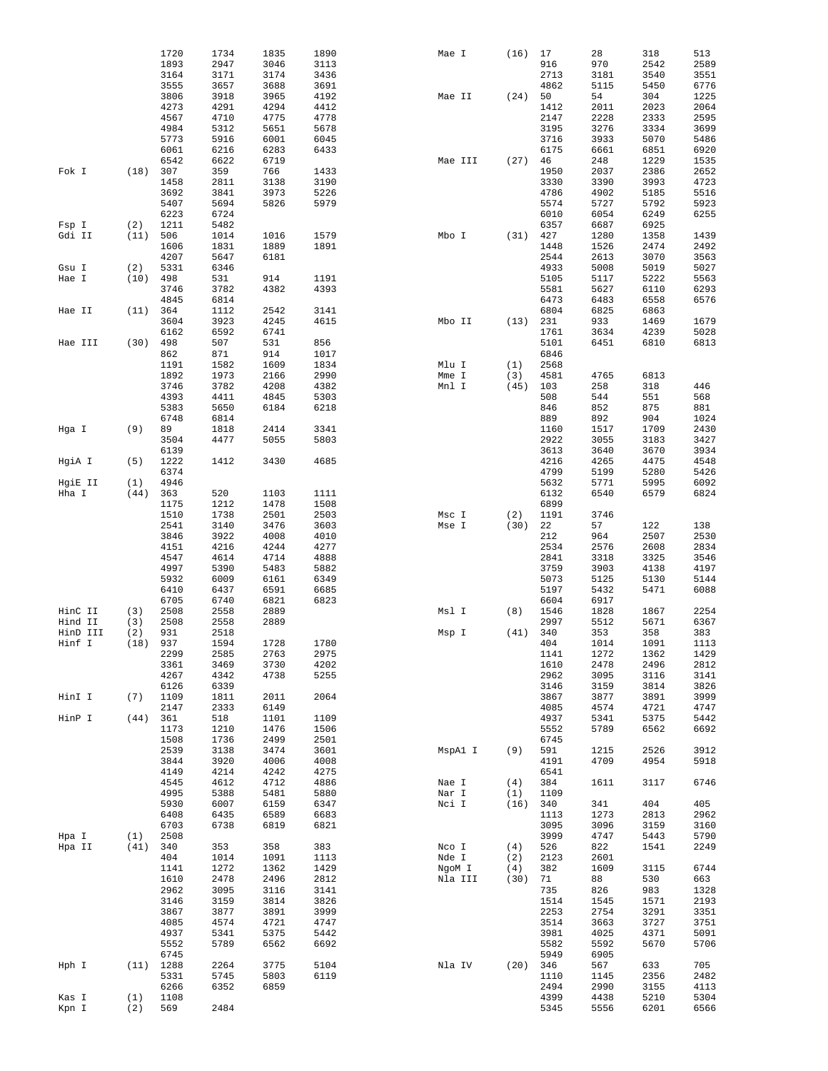```
                1720    1734    1835    1890         Mae I      (16)  17      28      318     513
                1893    2947    3046    3113                          916     970     2542    2589
                3164    3171    3174    3436                          2713    3181    3540    3551
                3555    3657    3688    3691                          4862    5115    5450    6776
                3806    3918    3965    4192         Mae II     (24)  50      54      304     1225
                4273    4291    4294    4412                          1412    2011    2023    2064
                4567    4710    4775    4778                          2147    2228    2333    2595
                4984    5312    5651    5678                          3195    3276    3334    3699
                5773    5916    6001    6045                          3716    3933    5070    5486
                6061    6216    6283    6433                          6175    6661    6851    6920
                6542    6622    6719                 Mae III    (27)  46      248     1229    1535
Fok I     (18)  307     359     766     1433                          1950    2037    2386    2652
                1458    2811    3138    3190                          3330    3390    3993    4723
                3692    3841    3973    5226                          4786    4902    5185    5516
                5407    5694    5826    5979                          5574    5727    5792    5923
                6223    6724                                          6010    6054    6249    6255
Fsp I     (2)   1211    5482                                          6357    6687    6925
Gdi II    (11)  506     1014    1016    1579         Mbo I      (31)  427     1280    1358    1439
                1606    1831    1889    1891                          1448    1526    2474    2492
                4207    5647    6181                                  2544    2613    3070    3563
Gsu I     (2)   5331    6346                                          4933    5008    5019    5027
Hae I     (10)  498     531     914     1191                          5105    5117    5222    5563
                3746    3782    4382    4393                          5581    5627    6110    6293
                4845    6814                                          6473    6483    6558    6576
Hae II    (11)  364     1112    2542    3141                          6804    6825    6863
                3604    3923    4245    4615         Mbo II     (13)  231     933     1469    1679
                6162    6592    6741                                  1761    3634    4239    5028
Hae III   (30)  498     507     531     856                           5101    6451    6810    6813
                862     871     914     1017                          6846
                1191    1582    1609    1834         Mlu I      (1)   2568
                1892    1973    2166    2990         Mme I      (3)   4581    4765    6813
                3746    3782    4208    4382         Mnl I      (45)  103     258     318     446
                4393    4411    4845    5303                          508     544     551     568
                5383    5650    6184    6218                          846     852     875     881
                6748    6814                                          889     892     904     1024
Hga I     (9)   89      1818    2414    3341                          1160    1517    1709    2430
                3504    4477    5055    5803                          2922    3055    3183    3427
                6139                                                  3613    3640    3670    3934
HgiA I    (5)   1222    1412    3430    4685                          4216    4265    4475    4548
                6374                                                  4799    5199    5280    5426
HgiE II   (1)   4946                                                  5632    5771    5995    6092
Hha I     (44)  363     520     1103    1111                          6132    6540    6579    6824
                1175    1212    1478    1508                          6899
                1510    1738    2501    2503         Msc I      (2)   1191    3746
                2541    3140    3476    3603         Mse I      (30)  22      57      122     138
                3846    3922    4008    4010                          212     964     2507    2530
                4151    4216    4244    4277                          2534    2576    2608    2834
                4547    4614    4714    4888                          2841    3318    3325    3546
                4997    5390    5483    5882                          3759    3903    4138    4197
                5932    6009    6161    6349                          5073    5125    5130    5144
                6410    6437    6591    6685                          5197    5432    5471    6088
                6705    6740    6821    6823                          6604    6917
HinC II   (3)   2508    2558    2889                 Msl I      (8)   1546    1828    1867    2254
Hind II   (3)   2508    2558    2889                                  2997    5512    5671    6367
HinD III  (2)   931     2518                         Msp I      (41)  340     353     358     383
Hinf I    (18)  937     1594    1728    1780                          404     1014    1091    1113
                2299    2585    2763    2975                          1141    1272    1362    1429
                3361    3469    3730    4202                          1610    2478    2496    2812
                4267    4342    4738    5255                          2962    3095    3116    3141
                6126    6339                                          3146    3159    3814    3826
HinI I    (7)   1109    1811    2011    2064                          3867    3877    3891    3999
                2147    2333    6149                                  4085    4574    4721    4747
HinP I    (44)  361     518     1101    1109                          4937    5341    5375    5442
                1173    1210    1476    1506                          5552    5789    6562    6692
                1508    1736    2499    2501                          6745
                2539    3138    3474    3601         MspA1 I    (9)   591     1215    2526    3912
                3844    3920    4006    4008                          4191    4709    4954    5918
                4149    4214    4242    4275                          6541
                4545    4612    4712    4886         Nae I      (4)   384     1611    3117    6746
                4995    5388    5481    5880         Nar I      (1)   1109
                5930    6007    6159    6347         Nci I      (16)  340     341     404     405
                6408    6435    6589    6683                          1113    1273    2813    2962
                6703    6738    6819    6821                          3095    3096    3159    3160
Hpa I     (1)   2508                                                  3999    4747    5443    5790
Hpa II    (41)  340     353     358     383          Nco I      (4)   526     822     1541    2249
                404     1014    1091    1113         Nde I      (2)   2123    2601
                1141    1272    1362    1429         NgoM I     (4)   382     1609    3115    6744
                1610    2478    2496    2812         Nla III    (30)  71      88      530     663
                2962    3095    3116    3141                          735     826     983     1328
                3146    3159    3814    3826                          1514    1545    1571    2193
                3867    3877    3891    3999                          2253    2754    3291    3351
                4085    4574    4721    4747                          3514    3663    3727    3751
                4937    5341    5375    5442                          3981    4025    4371    5091
                5552    5789    6562    6692                          5582    5592    5670    5706
                6745                                                  5949    6905
Hph I     (11)  1288    2264    3775    5104         Nla IV     (20)  346     567     633     705
                5331    5745    5803    6119                          1110    1145    2356    2482
                6266    6352    6859                                  2494    2990    3155    4113
Kas I     (1)   1108                                                  4399    4438    5210    5304
Kpn I     (2)   569     2484                                          5345    5556    6201    6566
```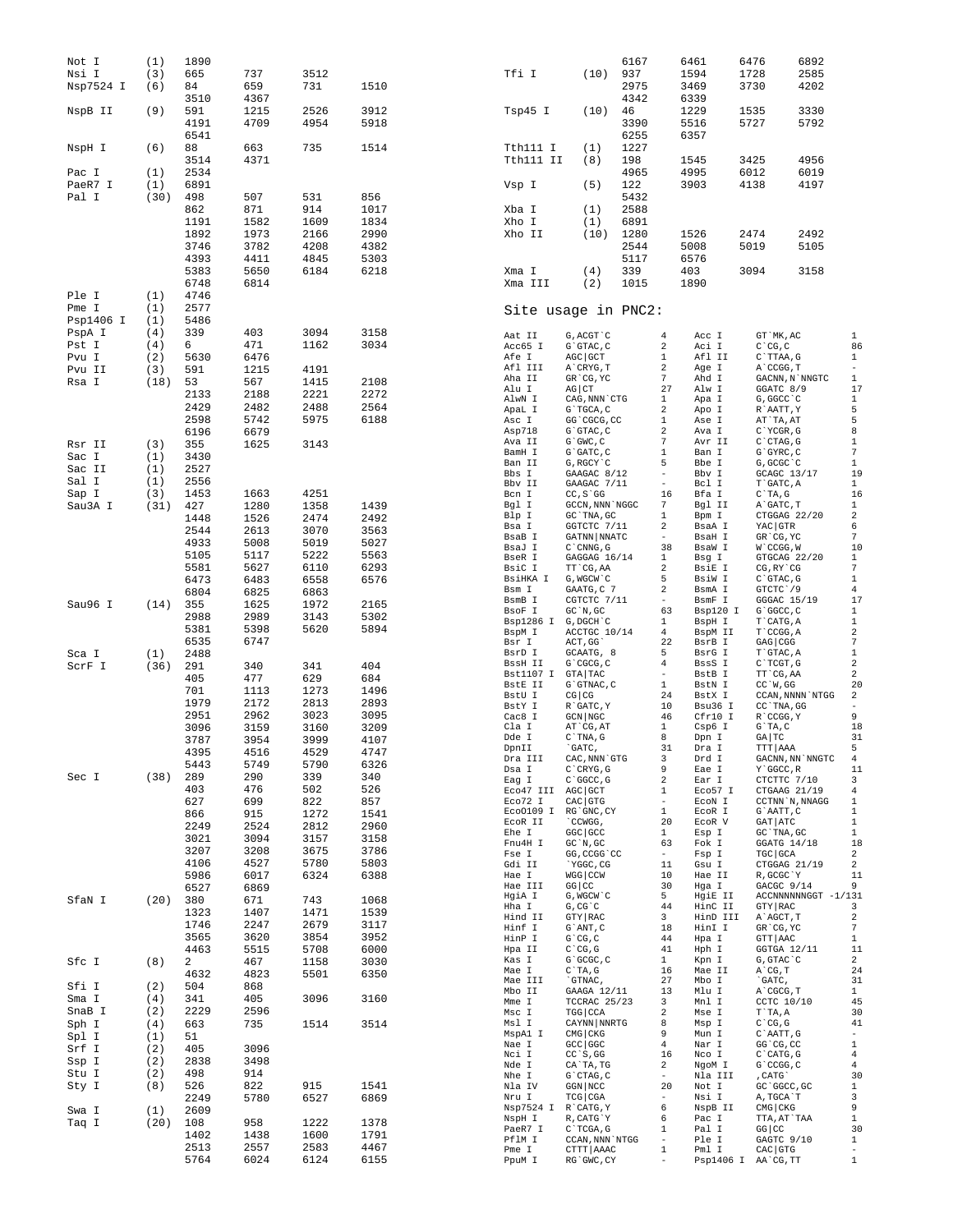| | | | | | |
|---|---|---|---|---|---|
| Not I | (1) | 1890 | | | |
| Nsi I | (3) | 665 | 737 | 3512 | |
| Nsp7524 I | (6) | 84 | 659 | 731 | 1510 |
| | | 3510 | 4367 | | |
| NspB II | (9) | 591 | 1215 | 2526 | 3912 |
| | | 4191 | 4709 | 4954 | 5918 |
| | | 6541 | | | |
| NspH I | (6) | 88 | 663 | 735 | 1514 |
| | | 3514 | 4371 | | |
| Pac I | (1) | 2534 | | | |
| PaeR7 I | (1) | 6891 | | | |
| Pal I | (30) | 498 | 507 | 531 | 856 |
| | | 862 | 871 | 914 | 1017 |
| | | 1191 | 1582 | 1609 | 1834 |
| | | 1892 | 1973 | 2166 | 2990 |
| | | 3746 | 3782 | 4208 | 4382 |
| | | 4393 | 4411 | 4845 | 5303 |
| | | 5383 | 5650 | 6184 | 6218 |
| | | 6748 | 6814 | | |
| Ple I | (1) | 4746 | | | |
| Pme I | (1) | 2577 | | | |
| Psp1406 I | (1) | 5486 | | | |
| PspA I | (4) | 339 | 403 | 3094 | 3158 |
| Pst I | (4) | 6 | 471 | 1162 | 3034 |
| Pvu I | (2) | 5630 | 6476 | | |
| Pvu II | (3) | 591 | 1215 | 4191 | |
| Rsa I | (18) | 53 | 567 | 1415 | 2108 |
| | | 2133 | 2188 | 2221 | 2272 |
| | | 2429 | 2482 | 2488 | 2564 |
| | | 2598 | 5742 | 5975 | 6188 |
| | | 6196 | 6679 | | |
| Rsr II | (3) | 355 | 1625 | 3143 | |
| Sac I | (1) | 3430 | | | |
| Sac II | (1) | 2527 | | | |
| Sal I | (1) | 2556 | | | |
| Sap I | (3) | 1453 | 1663 | 4251 | |
| Sau3A I | (31) | 427 | 1280 | 1358 | 1439 |
| | | 1448 | 1526 | 2474 | 2492 |
| | | 2544 | 2613 | 3070 | 3563 |
| | | 4933 | 5008 | 5019 | 5027 |
| | | 5105 | 5117 | 5222 | 5563 |
| | | 5581 | 5627 | 6110 | 6293 |
| | | 6473 | 6483 | 6558 | 6576 |
| | | 6804 | 6825 | 6863 | |
| Sau96 I | (14) | 355 | 1625 | 1972 | 2165 |
| | | 2988 | 2989 | 3143 | 5302 |
| | | 5381 | 5398 | 5620 | 5894 |
| | | 6535 | 6747 | | |
| Sca I | (1) | 2488 | | | |
| ScrF I | (36) | 291 | 340 | 341 | 404 |
| | | 405 | 477 | 629 | 684 |
| | | 701 | 1113 | 1273 | 1496 |
| | | 1979 | 2172 | 2813 | 2893 |
| | | 2951 | 2962 | 3023 | 3095 |
| | | 3096 | 3159 | 3160 | 3209 |
| | | 3787 | 3954 | 3999 | 4107 |
| | | 4395 | 4516 | 4529 | 4747 |
| | | 5443 | 5749 | 5790 | 6326 |
| Sec I | (38) | 289 | 290 | 339 | 340 |
| | | 403 | 476 | 502 | 526 |
| | | 627 | 699 | 822 | 857 |
| | | 866 | 915 | 1272 | 1541 |
| | | 2249 | 2524 | 2812 | 2960 |
| | | 3021 | 3094 | 3157 | 3158 |
| | | 3207 | 3208 | 3675 | 3786 |
| | | 4106 | 4527 | 5780 | 5803 |
| | | 5986 | 6017 | 6324 | 6388 |
| | | 6527 | 6869 | | |
| SfaN I | (20) | 380 | 671 | 743 | 1068 |
| | | 1323 | 1407 | 1471 | 1539 |
| | | 1746 | 2247 | 2679 | 3117 |
| | | 3565 | 3620 | 3854 | 3952 |
| | | 4463 | 5515 | 5708 | 6000 |
| Sfc I | (8) | 2 | 467 | 1158 | 3030 |
| | | 4632 | 4823 | 5501 | 6350 |
| Sfi I | (2) | 504 | 868 | | |
| Sma I | (4) | 341 | 405 | 3096 | 3160 |
| SnaB I | (2) | 2229 | 2596 | | |
| Sph I | (4) | 663 | 735 | 1514 | 3514 |
| Spl I | (1) | 51 | | | |
| Srf I | (2) | 405 | 3096 | | |
| Ssp I | (2) | 2838 | 3498 | | |
| Stu I | (2) | 498 | 914 | | |
| Sty I | (8) | 526 | 822 | 915 | 1541 |
| | | 2249 | 5780 | 6527 | 6869 |
| Swa I | (1) | 2609 | | | |
| Taq I | (20) | 108 | 958 | 1222 | 1378 |
| | | 1402 | 1438 | 1600 | 1791 |
| | | 2513 | 2557 | 2583 | 4467 |
| | | 5764 | 6024 | 6124 | 6155 |
| | | 6167 | 6461 | 6476 | 6892 |
| Tfi I | (10) | 937 | 1594 | 1728 | 2585 |
| | | 2975 | 3469 | 3730 | 4202 |
| | | 4342 | 6339 | | |
| Tsp45 I | (10) | 46 | 1229 | 1535 | 3330 |
| | | 3390 | 5516 | 5727 | 5792 |
| | | 6255 | 6357 | | |
| Tth111 I | (1) | 1227 | | | |
| Tth111 II | (8) | 198 | 1545 | 3425 | 4956 |
| | | 4965 | 4995 | 6012 | 6019 |
| Vsp I | (5) | 122 | 3903 | 4138 | 4197 |
| | | 5432 | | | |
| Xba I | (1) | 2588 | | | |
| Xho I | (1) | 6891 | | | |
| Xho II | (10) | 1280 | 1526 | 2474 | 2492 |
| | | 2544 | 5008 | 5019 | 5105 |
| | | 5117 | 6576 | | |
| Xma I | (4) | 339 | 403 | 3094 | 3158 |
| Xma III | (2) | 1015 | 1890 | | |

## Site usage in PNC2:

| Enzyme | Site | Count | Enzyme | Site | Count |
|---|---|---|---|---|---|
| Aat II | G,ACGT`C | 4 | Acc I | GT`MK,AC | 1 |
| Acc65 I | G`GTAC,C | 2 | Aci I | C`CG,C | 86 |
| Afe I | AGC\|GCT | 1 | Afl II | C`TTAA,G | 1 |
| Afl III | A`CRYG,T | 2 | Age I | A`CCGG,T | - |
| Aha II | GR`CG,YC | 7 | Ahd I | GACNN,N`NNGTC | 1 |
| Alu I | AG\|CT | 27 | Alw I | GGATC 8/9 | 17 |
| AlwN I | CAG,NNN`CTG | 1 | Apa I | G,GGCC`C | 1 |
| ApaL I | G`TGCA,C | 2 | Apo I | R`AATT,Y | 5 |
| Asc I | GG`CGCG,CC | 1 | Ase I | AT`TA,AT | 5 |
| Asp718 | G`GTAC,C | 2 | Ava I | C`YCGR,G | 8 |
| Ava II | G`GWC,C | 7 | Avr II | C`CTAG,G | 1 |
| BamH I | G`GATC,C | 1 | Ban I | G`GYRC,C | 7 |
| Ban II | G,RGCY`C | 5 | Bbe I | G,GCGC`C | 1 |
| Bbs I | GAAGAC 8/12 | - | Bbv I | GCAGC 13/17 | 19 |
| Bbv II | GAAGAC 7/11 | - | Bcl I | T`GATC,A | 1 |
| Bcn I | CC,S`GG | 16 | Bfa I | C`TA,G | 16 |
| Bgl I | GCCN,NNN`NGGC | 7 | Bgl II | A`GATC,T | 1 |
| Blp I | GC`TNA,GC | 1 | Bpm I | CTGGAG 22/20 | 2 |
| Bsa I | GGTCTC 7/11 | 2 | BsaA I | YAC\|GTR | 6 |
| BsaB I | GATNN\|NNATC | - | BsaH I | GR`CG,YC | 7 |
| BsaJ I | C`CNNG,G | 38 | BsaW I | W`CCGG,W | 10 |
| BseR I | GAGGAG 16/14 | 1 | Bsg I | GTGCAG 22/20 | 1 |
| BsiC I | TT`CG,AA | 2 | BsiE I | CG,RY`CG | 7 |
| BsiHKA I | G,WGCW`C | 5 | BsiW I | C`GTAC,G | 1 |
| Bsm I | GAATG,C 7 | 2 | BsmA I | GTCTC`/9 | 4 |
| BsmB I | CGTCTC 7/11 | - | BsmF I | GGGAC 15/19 | 17 |
| BsoF I | GC`N,GC | 63 | Bsp120 I | G`GGCC,C | 1 |
| Bsp1286 I | G,DGCH`C | 1 | BspH I | T`CATG,A | 1 |
| BspM I | ACCTGC 10/14 | 4 | BspM II | T`CCGG,A | 2 |
| Bsr I | ACT,GG` | 22 | BsrB I | GAG\|CGG | 7 |
| BsrD I | GCAATG, 8 | 5 | BsrG I | T`GTAC,A | 1 |
| BssH II | G`CGCG,C | 4 | BssS I | C`TCGT,G | 2 |
| Bst1107 I | GTA\|TAC | - | BstB I | TT`CG,AA | 2 |
| BstE II | G`GTNAC,C | 1 | BstN I | CC`W,GG | 20 |
| BstU I | CG\|CG | 24 | BstX I | CCAN,NNNN`NTGG | 2 |
| BstY I | R`GATC,Y | 10 | Bsu36 I | CC`TNA,GG | - |
| Cac8 I | GCN\|NGC | 46 | Cfr10 I | R`CCGG,Y | 9 |
| Cla I | AT`CG,AT | 1 | Csp6 I | G`TA,C | 18 |
| Dde I | C`TNA,G | 8 | Dpn I | GA\|TC | 31 |
| DpnII | `GATC, | 31 | Dra I | TTT\|AAA | 5 |
| Dra III | CAC,NNN`GTG | 3 | Drd I | GACNN,NN`NNGTC | 4 |
| Dsa I | C`CRYG,G | 9 | Eae I | Y`GGCC,R | 11 |
| Eag I | C`GGCC,G | 2 | Ear I | CTCTTC 7/10 | 3 |
| Eco47 III | AGC\|GCT | 1 | Eco57 I | CTGAAG 21/19 | 4 |
| Eco72 I | CAC\|GTG | - | EcoN I | CCTNN`N,NNAGG | 1 |
| Eco0109 I | RG`GNC,CY | 1 | EcoR I | G`AATT,C | 1 |
| EcoR II | `CCWGG, | 20 | EcoR V | GAT\|ATC | 1 |
| Ehe I | GGC\|GCC | 1 | Esp I | GC`TNA,GC | 1 |
| Fnu4H I | GC`N,GC | 63 | Fok I | GGATG 14/18 | 18 |
| Fse I | GG,CCGG`CC | - | Fsp I | TGC\|GCA | 2 |
| Gdi II | `YGGC,CG | 11 | Gsu I | CTGGAG 21/19 | 2 |
| Hae I | WGG\|CCW | 10 | Hae II | R,GCGC`Y | 11 |
| Hae III | GG\|CC | 30 | Hga I | GACGC 9/14 | 9 |
| HgiA I | G,WGCW`C | 5 | HgiE II | ACCNNNNNNGGT -1/131 | |
| Hha I | G,CG`C | 44 | HinC II | GTY\|RAC | 3 |
| Hind II | GTY\|RAC | 3 | HinD III | A`AGCT,T | 2 |
| Hinf I | G`ANT,C | 18 | HinI I | GR`CG,YC | 7 |
| HinP I | G`CG,C | 44 | Hpa I | GTT\|AAC | 1 |
| Hpa II | C`CG,G | 41 | Hph I | GGTGA 12/11 | 11 |
| Kas I | G`GCGC,C | 1 | Kpn I | G,GTAC`C | 2 |
| Mae I | C`TA,G | 16 | Mae II | A`CG,T | 24 |
| Mae III | `GTNAC, | 27 | Mbo I | `GATC, | 31 |
| Mbo II | GAAGA 12/11 | 13 | Mlu I | A`CGCG,T | 1 |
| Mme I | TCCRAC 25/23 | 3 | Mnl I | CCTC 10/10 | 45 |
| Msc I | TGG\|CCA | 2 | Mse I | T`TA,A | 30 |
| Msl I | CAYNN\|NNRTG | 8 | Msp I | C`CG,G | 41 |
| MspA1 I | CMG\|CKG | 9 | Mun I | C`AATT,G | - |
| Nae I | GCC\|GGC | 4 | Nar I | GG`CG,CC | 1 |
| Nci I | CC`S,GG | 16 | Nco I | C`CATG,G | 4 |
| Nde I | CA`TA,TG | 2 | NgoM I | G`CCGG,C | 4 |
| Nhe I | G`CTAG,C | - | Nla III | ,CATG` | 30 |
| Nla IV | GGN\|NCC | 20 | Not I | GC`GGCC,GC | 1 |
| Nru I | TCG\|CGA | - | Nsi I | A,TGCA`T | 3 |
| Nsp7524 I | R`CATG,Y | 6 | NspB II | CMG\|CKG | 9 |
| NspH I | R,CATG`Y | 6 | Pac I | TTA,AT`TAA | 1 |
| PaeR7 I | C`TCGA,G | 1 | Pal I | GG\|CC | 30 |
| PflM I | CCAN,NNN`NTGG | - | Ple I | GAGTC 9/10 | 1 |
| Pme I | CTTT\|AAAC | 1 | Pml I | CAC\|GTG | - |
| PpuM I | RG`GWC,CY | - | Psp1406 I | AA`CG,TT | 1 |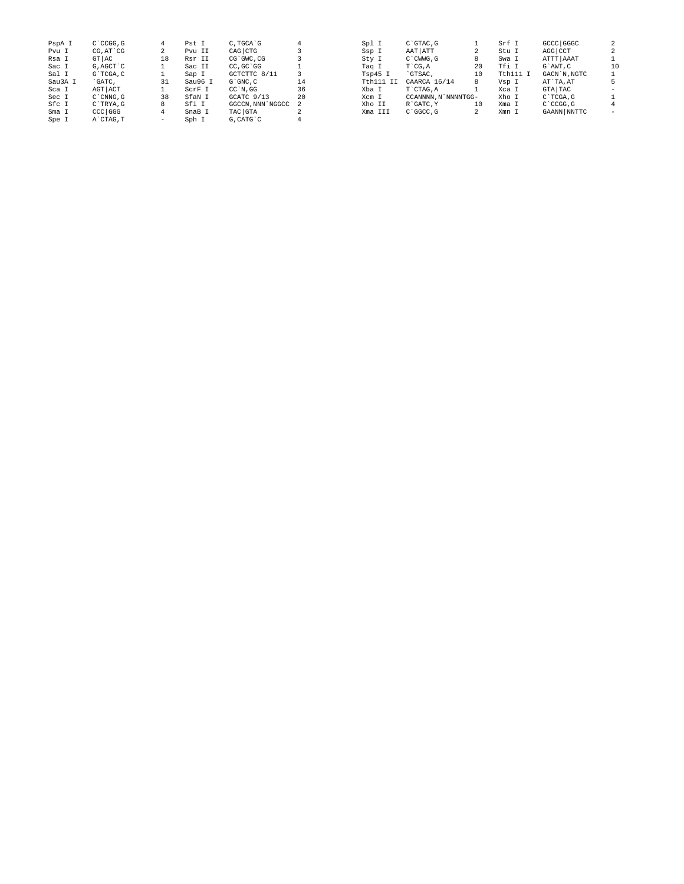| | | | | | | | | | | | |
|---|---|---|---|---|---|---|---|---|---|---|---|
| PspA I | C`CCGG,G | 4 | Pst I | C,TGCA`G | 4 | Spl I | C`GTAC,G | 1 | Srf I | GCCC\|GGGC | 2 |
| Pvu I | CG,AT`CG | 2 | Pvu II | CAG\|CTG | 3 | Ssp I | AAT\|ATT | 2 | Stu I | AGG\|CCT | 2 |
| Rsa I | GT\|AC | 18 | Rsr II | CG`GWC,CG | 3 | Sty I | C`CWWG,G | 8 | Swa I | ATTT\|AAAT | 1 |
| Sac I | G,AGCT`C | 1 | Sac II | CC,GC`GG | 1 | Taq I | T`CG,A | 20 | Tfi I | G`AWT,C | 10 |
| Sal I | G`TCGA,C | 1 | Sap I | GCTCTTC 8/11 | 3 | Tsp45 I | `GTSAC, | 10 | Tth111 I | GACN`N,NGTC | 1 |
| Sau3A I | `GATC, | 31 | Sau96 I | G`GNC,C | 14 | Tth111 II | CAARCA 16/14 | 8 | Vsp I | AT`TA,AT | 5 |
| Sca I | AGT\|ACT | 1 | ScrF I | CC`N,GG | 36 | Xba I | T`CTAG,A | 1 | Xca I | GTA\|TAC | - |
| Sec I | C`CNNG,G | 38 | SfaN I | GCATC 9/13 | 20 | Xcm I | CCANNNN,N`NNNNTGG- | | Xho I | C`TCGA,G | 1 |
| Sfc I | C`TRYA,G | 8 | Sfi I | GGCCN,NNN`NGGCC | 2 | Xho II | R`GATC,Y | 10 | Xma I | C`CCGG,G | 4 |
| Sma I | CCC\|GGG | 4 | SnaB I | TAC\|GTA | 2 | Xma III | C`GGCC,G | 2 | Xmn I | GAANN\|NNTTC | - |
| Spe I | A`CTAG,T | - | Sph I | G,CATG`C | 4 | | | | | | |